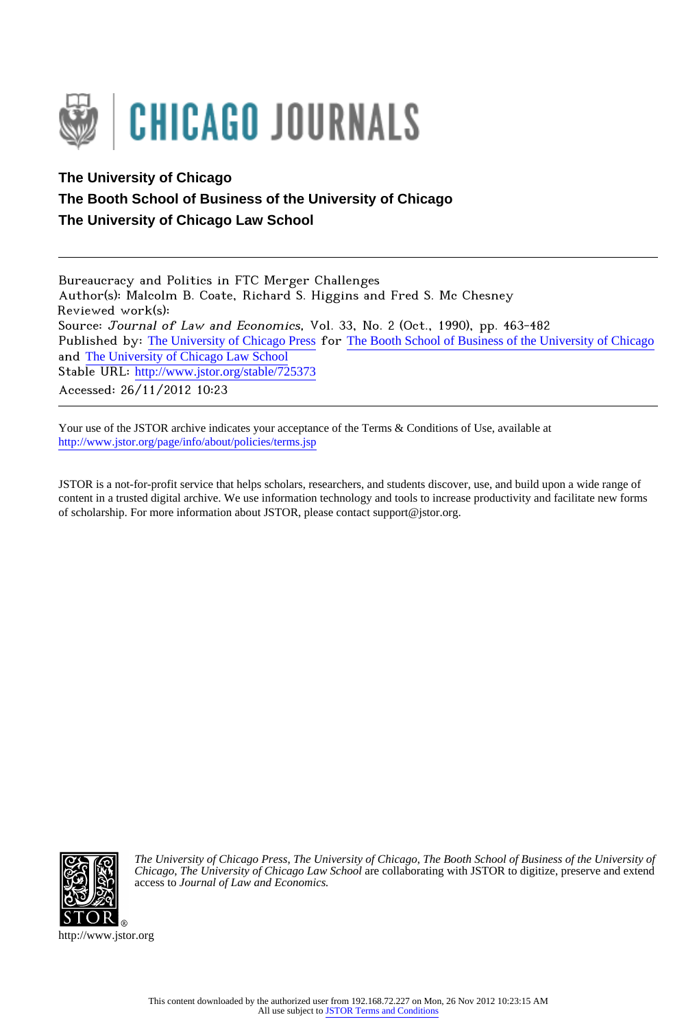**The University of Chicago**

**The Booth School of Business of the University of Chicago**

**The University of Chicago Law School**

Bureaucracy and Politics in FTC Merger Challenges
Author(s): Malcolm B. Coate, Richard S. Higgins and Fred S. Mc Chesney
Reviewed work(s):
Source: *Journal of Law and Economics*, Vol. 33, No. 2 (Oct., 1990), pp. 463-482
Published by: The University of Chicago Press for The Booth School of Business of the University of Chicago and The University of Chicago Law School
Stable URL: http://www.jstor.org/stable/725373
Accessed: 26/11/2012 10:23

Your use of the JSTOR archive indicates your acceptance of the Terms & Conditions of Use, available at http://www.jstor.org/page/info/about/policies/terms.jsp

JSTOR is a not-for-profit service that helps scholars, researchers, and students discover, use, and build upon a wide range of content in a trusted digital archive. We use information technology and tools to increase productivity and facilitate new forms of scholarship. For more information about JSTOR, please contact support@jstor.org.

*The University of Chicago Press, The University of Chicago, The Booth School of Business of the University of Chicago, The University of Chicago Law School* are collaborating with JSTOR to digitize, preserve and extend access to *Journal of Law and Economics.*

http://www.jstor.org

This content downloaded by the authorized user from 192.168.72.227 on Mon, 26 Nov 2012 10:23:15 AM
All use subject to JSTOR Terms and Conditions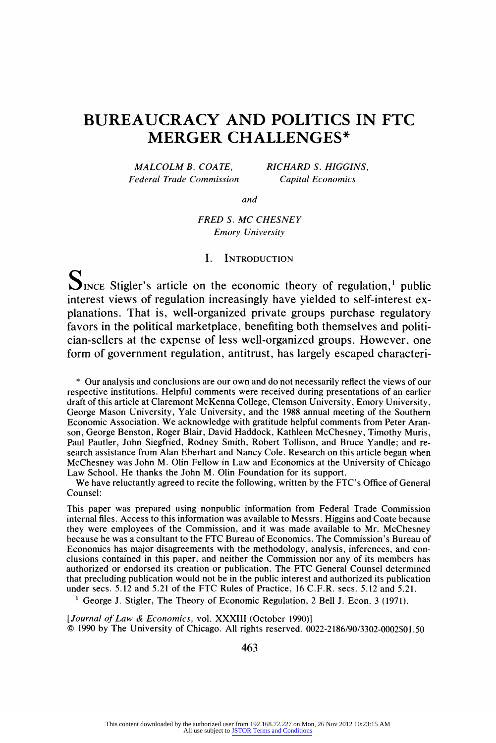# BUREAUCRACY AND POLITICS IN FTC MERGER CHALLENGES*

*MALCOLM B. COATE,*
*Federal Trade Commission*

*RICHARD S. HIGGINS,*
*Capital Economics*

*and*

*FRED S. MC CHESNEY*
*Emory University*

## I. Introduction

Since Stigler's article on the economic theory of regulation,[1] public interest views of regulation increasingly have yielded to self-interest explanations. That is, well-organized private groups purchase regulatory favors in the political marketplace, benefiting both themselves and politician-sellers at the expense of less well-organized groups. However, one form of government regulation, antitrust, has largely escaped characteri-

\* Our analysis and conclusions are our own and do not necessarily reflect the views of our respective institutions. Helpful comments were received during presentations of an earlier draft of this article at Claremont McKenna College, Clemson University, Emory University, George Mason University, Yale University, and the 1988 annual meeting of the Southern Economic Association. We acknowledge with gratitude helpful comments from Peter Aranson, George Benston, Roger Blair, David Haddock, Kathleen McChesney, Timothy Muris, Paul Pautler, John Siegfried, Rodney Smith, Robert Tollison, and Bruce Yandle; and research assistance from Alan Eberhart and Nancy Cole. Research on this article began when McChesney was John M. Olin Fellow in Law and Economics at the University of Chicago Law School. He thanks the John M. Olin Foundation for its support.

We have reluctantly agreed to recite the following, written by the FTC's Office of General Counsel:

This paper was prepared using nonpublic information from Federal Trade Commission internal files. Access to this information was available to Messrs. Higgins and Coate because they were employees of the Commission, and it was made available to Mr. McChesney because he was a consultant to the FTC Bureau of Economics. The Commission's Bureau of Economics has major disagreements with the methodology, analysis, inferences, and conclusions contained in this paper, and neither the Commission nor any of its members has authorized or endorsed its creation or publication. The FTC General Counsel determined that precluding publication would not be in the public interest and authorized its publication under secs. 5.12 and 5.21 of the FTC Rules of Practice, 16 C.F.R. secs. 5.12 and 5.21.

[1] George J. Stigler, The Theory of Economic Regulation, 2 Bell J. Econ. 3 (1971).

[*Journal of Law & Economics*, vol. XXXIII (October 1990)]
© 1990 by The University of Chicago. All rights reserved. 0022-2186/90/3302-0002$01.50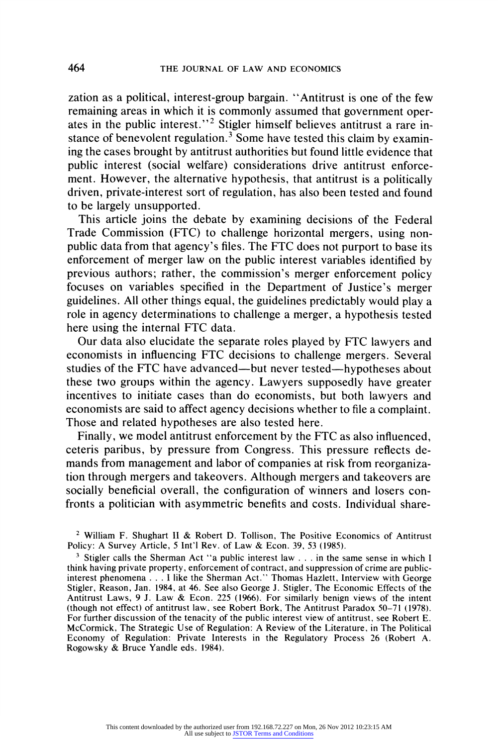zation as a political, interest-group bargain. "Antitrust is one of the few remaining areas in which it is commonly assumed that government operates in the public interest."[2] Stigler himself believes antitrust a rare instance of benevolent regulation.[3] Some have tested this claim by examining the cases brought by antitrust authorities but found little evidence that public interest (social welfare) considerations drive antitrust enforcement. However, the alternative hypothesis, that antitrust is a politically driven, private-interest sort of regulation, has also been tested and found to be largely unsupported.

This article joins the debate by examining decisions of the Federal Trade Commission (FTC) to challenge horizontal mergers, using nonpublic data from that agency's files. The FTC does not purport to base its enforcement of merger law on the public interest variables identified by previous authors; rather, the commission's merger enforcement policy focuses on variables specified in the Department of Justice's merger guidelines. All other things equal, the guidelines predictably would play a role in agency determinations to challenge a merger, a hypothesis tested here using the internal FTC data.

Our data also elucidate the separate roles played by FTC lawyers and economists in influencing FTC decisions to challenge mergers. Several studies of the FTC have advanced—but never tested—hypotheses about these two groups within the agency. Lawyers supposedly have greater incentives to initiate cases than do economists, but both lawyers and economists are said to affect agency decisions whether to file a complaint. Those and related hypotheses are also tested here.

Finally, we model antitrust enforcement by the FTC as also influenced, ceteris paribus, by pressure from Congress. This pressure reflects demands from management and labor of companies at risk from reorganization through mergers and takeovers. Although mergers and takeovers are socially beneficial overall, the configuration of winners and losers confronts a politician with asymmetric benefits and costs. Individual share-

[2] William F. Shughart II & Robert D. Tollison, The Positive Economics of Antitrust Policy: A Survey Article, 5 Int'l Rev. of Law & Econ. 39, 53 (1985).

[3] Stigler calls the Sherman Act "a public interest law . . . in the same sense in which I think having private property, enforcement of contract, and suppression of crime are public-interest phenomena . . . I like the Sherman Act." Thomas Hazlett, Interview with George Stigler, Reason, Jan. 1984, at 46. See also George J. Stigler, The Economic Effects of the Antitrust Laws, 9 J. Law & Econ. 225 (1966). For similarly benign views of the intent (though not effect) of antitrust law, see Robert Bork, The Antitrust Paradox 50–71 (1978). For further discussion of the tenacity of the public interest view of antitrust, see Robert E. McCormick, The Strategic Use of Regulation: A Review of the Literature, in The Political Economy of Regulation: Private Interests in the Regulatory Process 26 (Robert A. Rogowsky & Bruce Yandle eds. 1984).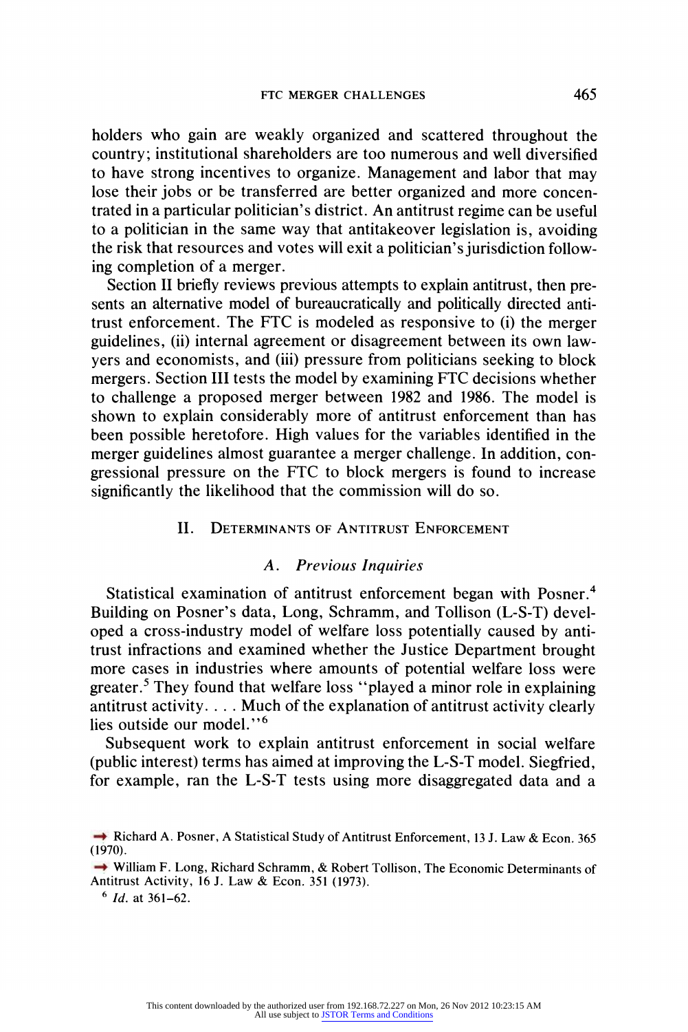holders who gain are weakly organized and scattered throughout the country; institutional shareholders are too numerous and well diversified to have strong incentives to organize. Management and labor that may lose their jobs or be transferred are better organized and more concentrated in a particular politician's district. An antitrust regime can be useful to a politician in the same way that antitakeover legislation is, avoiding the risk that resources and votes will exit a politician's jurisdiction following completion of a merger.

Section II briefly reviews previous attempts to explain antitrust, then presents an alternative model of bureaucratically and politically directed antitrust enforcement. The FTC is modeled as responsive to (i) the merger guidelines, (ii) internal agreement or disagreement between its own lawyers and economists, and (iii) pressure from politicians seeking to block mergers. Section III tests the model by examining FTC decisions whether to challenge a proposed merger between 1982 and 1986. The model is shown to explain considerably more of antitrust enforcement than has been possible heretofore. High values for the variables identified in the merger guidelines almost guarantee a merger challenge. In addition, congressional pressure on the FTC to block mergers is found to increase significantly the likelihood that the commission will do so.

## II. Determinants of Antitrust Enforcement

### A. *Previous Inquiries*

Statistical examination of antitrust enforcement began with Posner.[4] Building on Posner's data, Long, Schramm, and Tollison (L-S-T) developed a cross-industry model of welfare loss potentially caused by antitrust infractions and examined whether the Justice Department brought more cases in industries where amounts of potential welfare loss were greater.[5] They found that welfare loss "played a minor role in explaining antitrust activity. . . . Much of the explanation of antitrust activity clearly lies outside our model."[6]

Subsequent work to explain antitrust enforcement in social welfare (public interest) terms has aimed at improving the L-S-T model. Siegfried, for example, ran the L-S-T tests using more disaggregated data and a

---

[4] Richard A. Posner, A Statistical Study of Antitrust Enforcement, 13 J. Law & Econ. 365 (1970).

[5] William F. Long, Richard Schramm, & Robert Tollison, The Economic Determinants of Antitrust Activity, 16 J. Law & Econ. 351 (1973).

[6] *Id.* at 361–62.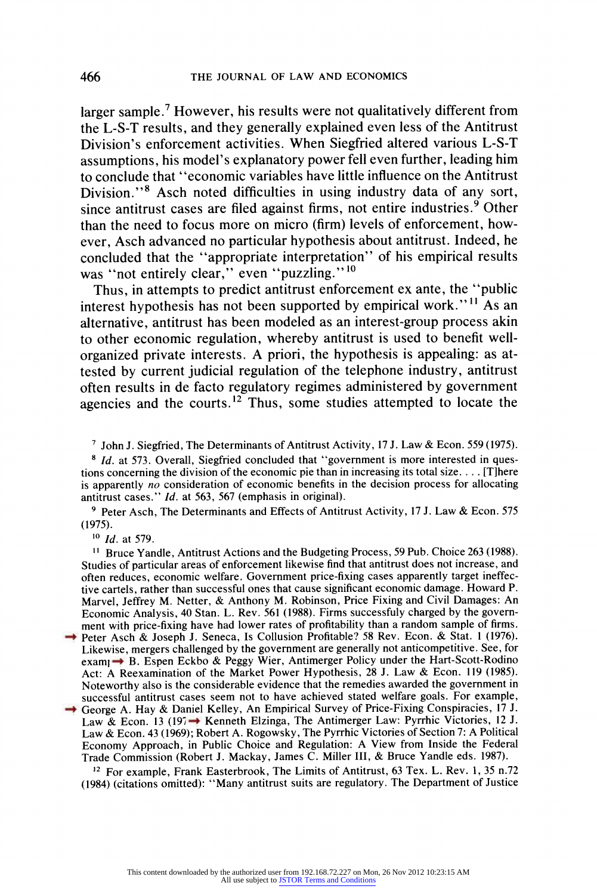larger sample.[7] However, his results were not qualitatively different from the L-S-T results, and they generally explained even less of the Antitrust Division's enforcement activities. When Siegfried altered various L-S-T assumptions, his model's explanatory power fell even further, leading him to conclude that "economic variables have little influence on the Antitrust Division."[8] Asch noted difficulties in using industry data of any sort, since antitrust cases are filed against firms, not entire industries.[9] Other than the need to focus more on micro (firm) levels of enforcement, however, Asch advanced no particular hypothesis about antitrust. Indeed, he concluded that the "appropriate interpretation" of his empirical results was "not entirely clear," even "puzzling."[10]

Thus, in attempts to predict antitrust enforcement ex ante, the "public interest hypothesis has not been supported by empirical work."[11] As an alternative, antitrust has been modeled as an interest-group process akin to other economic regulation, whereby antitrust is used to benefit well-organized private interests. A priori, the hypothesis is appealing: as attested by current judicial regulation of the telephone industry, antitrust often results in de facto regulatory regimes administered by government agencies and the courts.[12] Thus, some studies attempted to locate the

[7] John J. Siegfried, The Determinants of Antitrust Activity, 17 J. Law & Econ. 559 (1975).

[8] *Id.* at 573. Overall, Siegfried concluded that "government is more interested in questions concerning the division of the economic pie than in increasing its total size. . . . [T]here is apparently *no* consideration of economic benefits in the decision process for allocating antitrust cases." *Id.* at 563, 567 (emphasis in original).

[9] Peter Asch, The Determinants and Effects of Antitrust Activity, 17 J. Law & Econ. 575 (1975).

[10] *Id.* at 579.

[11] Bruce Yandle, Antitrust Actions and the Budgeting Process, 59 Pub. Choice 263 (1988). Studies of particular areas of enforcement likewise find that antitrust does not increase, and often reduces, economic welfare. Government price-fixing cases apparently target ineffective cartels, rather than successful ones that cause significant economic damage. Howard P. Marvel, Jeffrey M. Netter, & Anthony M. Robinson, Price Fixing and Civil Damages: An Economic Analysis, 40 Stan. L. Rev. 561 (1988). Firms successfuly charged by the government with price-fixing have had lower rates of profitability than a random sample of firms. Peter Asch & Joseph J. Seneca, Is Collusion Profitable? 58 Rev. Econ. & Stat. 1 (1976). Likewise, mergers challenged by the government are generally not anticompetitive. See, for example, B. Espen Eckbo & Peggy Wier, Antimerger Policy under the Hart-Scott-Rodino Act: A Reexamination of the Market Power Hypothesis, 28 J. Law & Econ. 119 (1985). Noteworthy also is the considerable evidence that the remedies awarded the government in successful antitrust cases seem not to have achieved stated welfare goals. For example, George A. Hay & Daniel Kelley, An Empirical Survey of Price-Fixing Conspiracies, 17 J. Law & Econ. 13 (1974); Kenneth Elzinga, The Antimerger Law: Pyrrhic Victories, 12 J. Law & Econ. 43 (1969); Robert A. Rogowsky, The Pyrrhic Victories of Section 7: A Political Economy Approach, in Public Choice and Regulation: A View from Inside the Federal Trade Commission (Robert J. Mackay, James C. Miller III, & Bruce Yandle eds. 1987).

[12] For example, Frank Easterbrook, The Limits of Antitrust, 63 Tex. L. Rev. 1, 35 n.72 (1984) (citations omitted): "Many antitrust suits are regulatory. The Department of Justice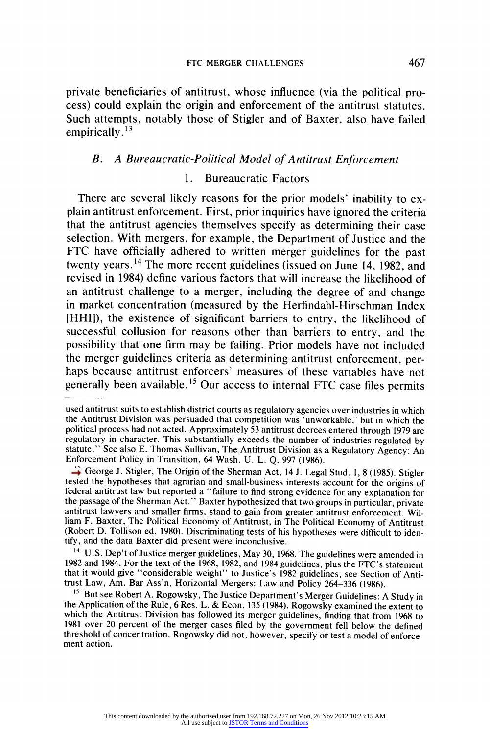private beneficiaries of antitrust, whose influence (via the political process) could explain the origin and enforcement of the antitrust statutes. Such attempts, notably those of Stigler and of Baxter, also have failed empirically.[13]

### B. *A Bureaucratic-Political Model of Antitrust Enforcement*

#### 1. Bureaucratic Factors

There are several likely reasons for the prior models' inability to explain antitrust enforcement. First, prior inquiries have ignored the criteria that the antitrust agencies themselves specify as determining their case selection. With mergers, for example, the Department of Justice and the FTC have officially adhered to written merger guidelines for the past twenty years.[14] The more recent guidelines (issued on June 14, 1982, and revised in 1984) define various factors that will increase the likelihood of an antitrust challenge to a merger, including the degree of and change in market concentration (measured by the Herfindahl-Hirschman Index [HHI]), the existence of significant barriers to entry, the likelihood of successful collusion for reasons other than barriers to entry, and the possibility that one firm may be failing. Prior models have not included the merger guidelines criteria as determining antitrust enforcement, perhaps because antitrust enforcers' measures of these variables have not generally been available.[15] Our access to internal FTC case files permits

---

used antitrust suits to establish district courts as regulatory agencies over industries in which the Antitrust Division was persuaded that competition was 'unworkable,' but in which the political process had not acted. Approximately 53 antitrust decrees entered through 1979 are regulatory in character. This substantially exceeds the number of industries regulated by statute." See also E. Thomas Sullivan, The Antitrust Division as a Regulatory Agency: An Enforcement Policy in Transition, 64 Wash. U. L. Q. 997 (1986).

[13] George J. Stigler, The Origin of the Sherman Act, 14 J. Legal Stud. 1, 8 (1985). Stigler tested the hypotheses that agrarian and small-business interests account for the origins of federal antitrust law but reported a "failure to find strong evidence for any explanation for the passage of the Sherman Act." Baxter hypothesized that two groups in particular, private antitrust lawyers and smaller firms, stand to gain from greater antitrust enforcement. William F. Baxter, The Political Economy of Antitrust, in The Political Economy of Antitrust (Robert D. Tollison ed. 1980). Discriminating tests of his hypotheses were difficult to identify, and the data Baxter did present were inconclusive.

[14] U.S. Dep't of Justice merger guidelines, May 30, 1968. The guidelines were amended in 1982 and 1984. For the text of the 1968, 1982, and 1984 guidelines, plus the FTC's statement that it would give "considerable weight" to Justice's 1982 guidelines, see Section of Antitrust Law, Am. Bar Ass'n, Horizontal Mergers: Law and Policy 264–336 (1986).

[15] But see Robert A. Rogowsky, The Justice Department's Merger Guidelines: A Study in the Application of the Rule, 6 Res. L. & Econ. 135 (1984). Rogowsky examined the extent to which the Antitrust Division has followed its merger guidelines, finding that from 1968 to 1981 over 20 percent of the merger cases filed by the government fell below the defined threshold of concentration. Rogowsky did not, however, specify or test a model of enforcement action.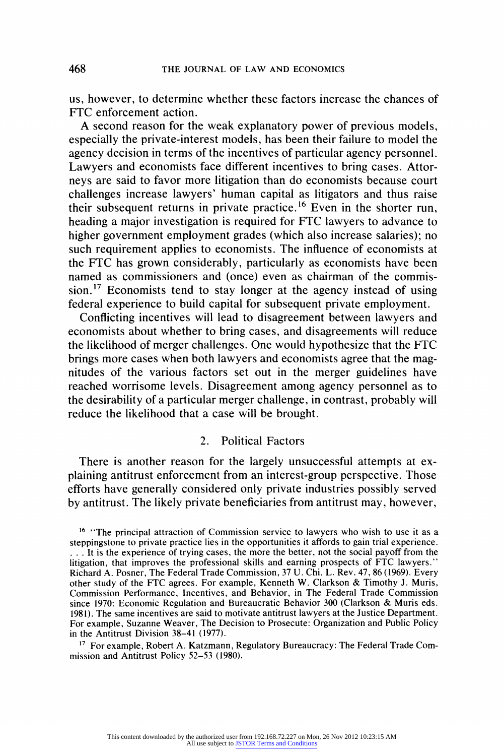us, however, to determine whether these factors increase the chances of FTC enforcement action.

A second reason for the weak explanatory power of previous models, especially the private-interest models, has been their failure to model the agency decision in terms of the incentives of particular agency personnel. Lawyers and economists face different incentives to bring cases. Attorneys are said to favor more litigation than do economists because court challenges increase lawyers' human capital as litigators and thus raise their subsequent returns in private practice.[16] Even in the shorter run, heading a major investigation is required for FTC lawyers to advance to higher government employment grades (which also increase salaries); no such requirement applies to economists. The influence of economists at the FTC has grown considerably, particularly as economists have been named as commissioners and (once) even as chairman of the commission.[17] Economists tend to stay longer at the agency instead of using federal experience to build capital for subsequent private employment.

Conflicting incentives will lead to disagreement between lawyers and economists about whether to bring cases, and disagreements will reduce the likelihood of merger challenges. One would hypothesize that the FTC brings more cases when both lawyers and economists agree that the magnitudes of the various factors set out in the merger guidelines have reached worrisome levels. Disagreement among agency personnel as to the desirability of a particular merger challenge, in contrast, probably will reduce the likelihood that a case will be brought.

## 2. Political Factors

There is another reason for the largely unsuccessful attempts at explaining antitrust enforcement from an interest-group perspective. Those efforts have generally considered only private industries possibly served by antitrust. The likely private beneficiaries from antitrust may, however,

---

[16] "The principal attraction of Commission service to lawyers who wish to use it as a steppingstone to private practice lies in the opportunities it affords to gain trial experience. . . . It is the experience of trying cases, the more the better, not the social payoff from the litigation, that improves the professional skills and earning prospects of FTC lawyers." Richard A. Posner, The Federal Trade Commission, 37 U. Chi. L. Rev. 47, 86 (1969). Every other study of the FTC agrees. For example, Kenneth W. Clarkson & Timothy J. Muris, Commission Performance, Incentives, and Behavior, in The Federal Trade Commission since 1970: Economic Regulation and Bureaucratic Behavior 300 (Clarkson & Muris eds. 1981). The same incentives are said to motivate antitrust lawyers at the Justice Department. For example, Suzanne Weaver, The Decision to Prosecute: Organization and Public Policy in the Antitrust Division 38–41 (1977).

[17] For example, Robert A. Katzmann, Regulatory Bureaucracy: The Federal Trade Commission and Antitrust Policy 52–53 (1980).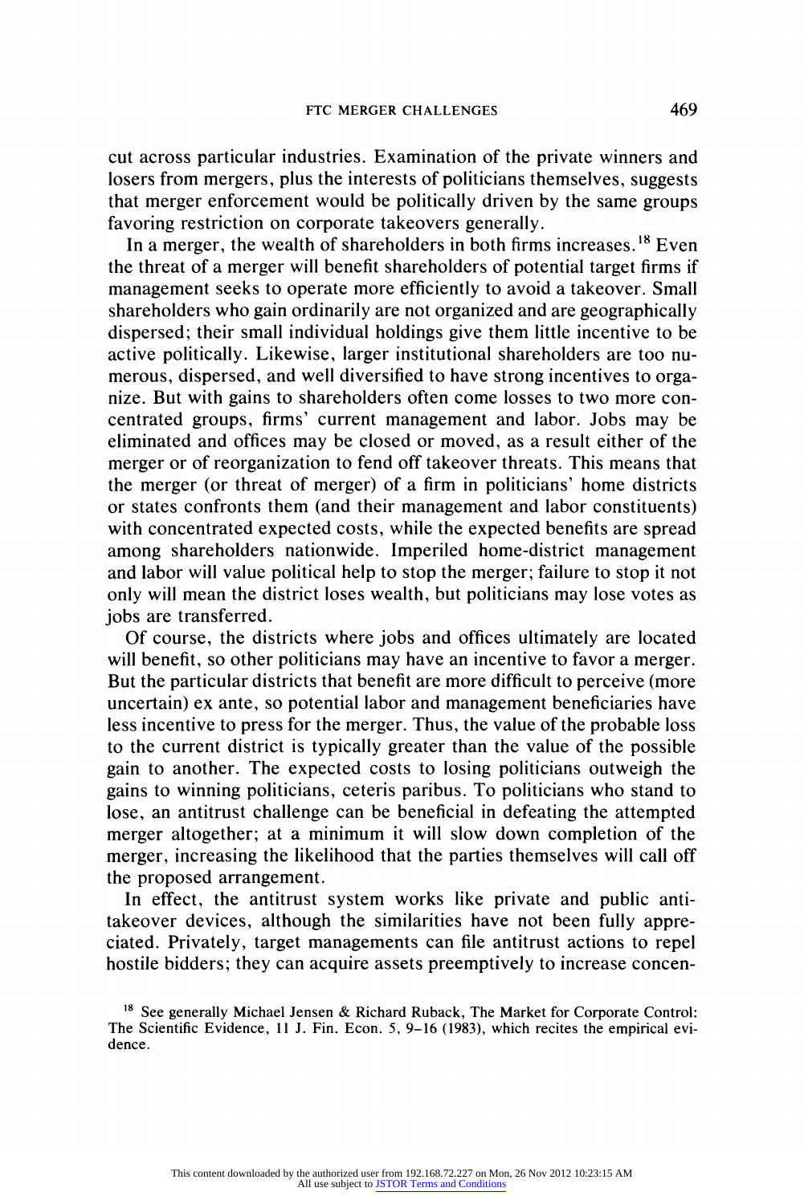cut across particular industries. Examination of the private winners and losers from mergers, plus the interests of politicians themselves, suggests that merger enforcement would be politically driven by the same groups favoring restriction on corporate takeovers generally.

In a merger, the wealth of shareholders in both firms increases.[18] Even the threat of a merger will benefit shareholders of potential target firms if management seeks to operate more efficiently to avoid a takeover. Small shareholders who gain ordinarily are not organized and are geographically dispersed; their small individual holdings give them little incentive to be active politically. Likewise, larger institutional shareholders are too numerous, dispersed, and well diversified to have strong incentives to organize. But with gains to shareholders often come losses to two more concentrated groups, firms' current management and labor. Jobs may be eliminated and offices may be closed or moved, as a result either of the merger or of reorganization to fend off takeover threats. This means that the merger (or threat of merger) of a firm in politicians' home districts or states confronts them (and their management and labor constituents) with concentrated expected costs, while the expected benefits are spread among shareholders nationwide. Imperiled home-district management and labor will value political help to stop the merger; failure to stop it not only will mean the district loses wealth, but politicians may lose votes as jobs are transferred.

Of course, the districts where jobs and offices ultimately are located will benefit, so other politicians may have an incentive to favor a merger. But the particular districts that benefit are more difficult to perceive (more uncertain) ex ante, so potential labor and management beneficiaries have less incentive to press for the merger. Thus, the value of the probable loss to the current district is typically greater than the value of the possible gain to another. The expected costs to losing politicians outweigh the gains to winning politicians, ceteris paribus. To politicians who stand to lose, an antitrust challenge can be beneficial in defeating the attempted merger altogether; at a minimum it will slow down completion of the merger, increasing the likelihood that the parties themselves will call off the proposed arrangement.

In effect, the antitrust system works like private and public anti-takeover devices, although the similarities have not been fully appreciated. Privately, target managements can file antitrust actions to repel hostile bidders; they can acquire assets preemptively to increase concen-

[18] See generally Michael Jensen & Richard Ruback, The Market for Corporate Control: The Scientific Evidence, 11 J. Fin. Econ. 5, 9–16 (1983), which recites the empirical evidence.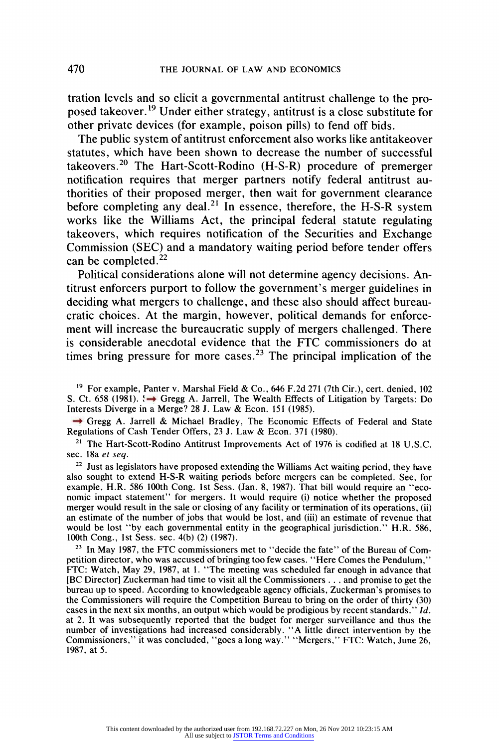tration levels and so elicit a governmental antitrust challenge to the proposed takeover.[19] Under either strategy, antitrust is a close substitute for other private devices (for example, poison pills) to fend off bids.

The public system of antitrust enforcement also works like antitakeover statutes, which have been shown to decrease the number of successful takeovers.[20] The Hart-Scott-Rodino (H-S-R) procedure of premerger notification requires that merger partners notify federal antitrust authorities of their proposed merger, then wait for government clearance before completing any deal.[21] In essence, therefore, the H-S-R system works like the Williams Act, the principal federal statute regulating takeovers, which requires notification of the Securities and Exchange Commission (SEC) and a mandatory waiting period before tender offers can be completed.[22]

Political considerations alone will not determine agency decisions. Antitrust enforcers purport to follow the government's merger guidelines in deciding what mergers to challenge, and these also should affect bureaucratic choices. At the margin, however, political demands for enforcement will increase the bureaucratic supply of mergers challenged. There is considerable anecdotal evidence that the FTC commissioners do at times bring pressure for more cases.[23] The principal implication of the

---

[19] For example, Panter v. Marshal Field & Co., 646 F.2d 271 (7th Cir.), cert. denied, 102 S. Ct. 658 (1981). See Gregg A. Jarrell, The Wealth Effects of Litigation by Targets: Do Interests Diverge in a Merge? 28 J. Law & Econ. 151 (1985).

[20] Gregg A. Jarrell & Michael Bradley, The Economic Effects of Federal and State Regulations of Cash Tender Offers, 23 J. Law & Econ. 371 (1980).

[21] The Hart-Scott-Rodino Antitrust Improvements Act of 1976 is codified at 18 U.S.C. sec. 18a *et seq.*

[22] Just as legislators have proposed extending the Williams Act waiting period, they have also sought to extend H-S-R waiting periods before mergers can be completed. See, for example, H.R. 586 100th Cong. 1st Sess. (Jan. 8, 1987). That bill would require an "economic impact statement" for mergers. It would require (i) notice whether the proposed merger would result in the sale or closing of any facility or termination of its operations, (ii) an estimate of the number of jobs that would be lost, and (iii) an estimate of revenue that would be lost "by each governmental entity in the geographical jurisdiction." H.R. 586, 100th Cong., 1st Sess. sec. 4(b) (2) (1987).

[23] In May 1987, the FTC commissioners met to "decide the fate" of the Bureau of Competition director, who was accused of bringing too few cases. "Here Comes the Pendulum," FTC: Watch, May 29, 1987, at 1. "The meeting was scheduled far enough in advance that [BC Director] Zuckerman had time to visit all the Commissioners . . . and promise to get the bureau up to speed. According to knowledgeable agency officials, Zuckerman's promises to the Commissioners will require the Competition Bureau to bring on the order of thirty (30) cases in the next six months, an output which would be prodigious by recent standards." *Id.* at 2. It was subsequently reported that the budget for merger surveillance and thus the number of investigations had increased considerably. "A little direct intervention by the Commissioners," it was concluded, "goes a long way." "Mergers," FTC: Watch, June 26, 1987, at 5.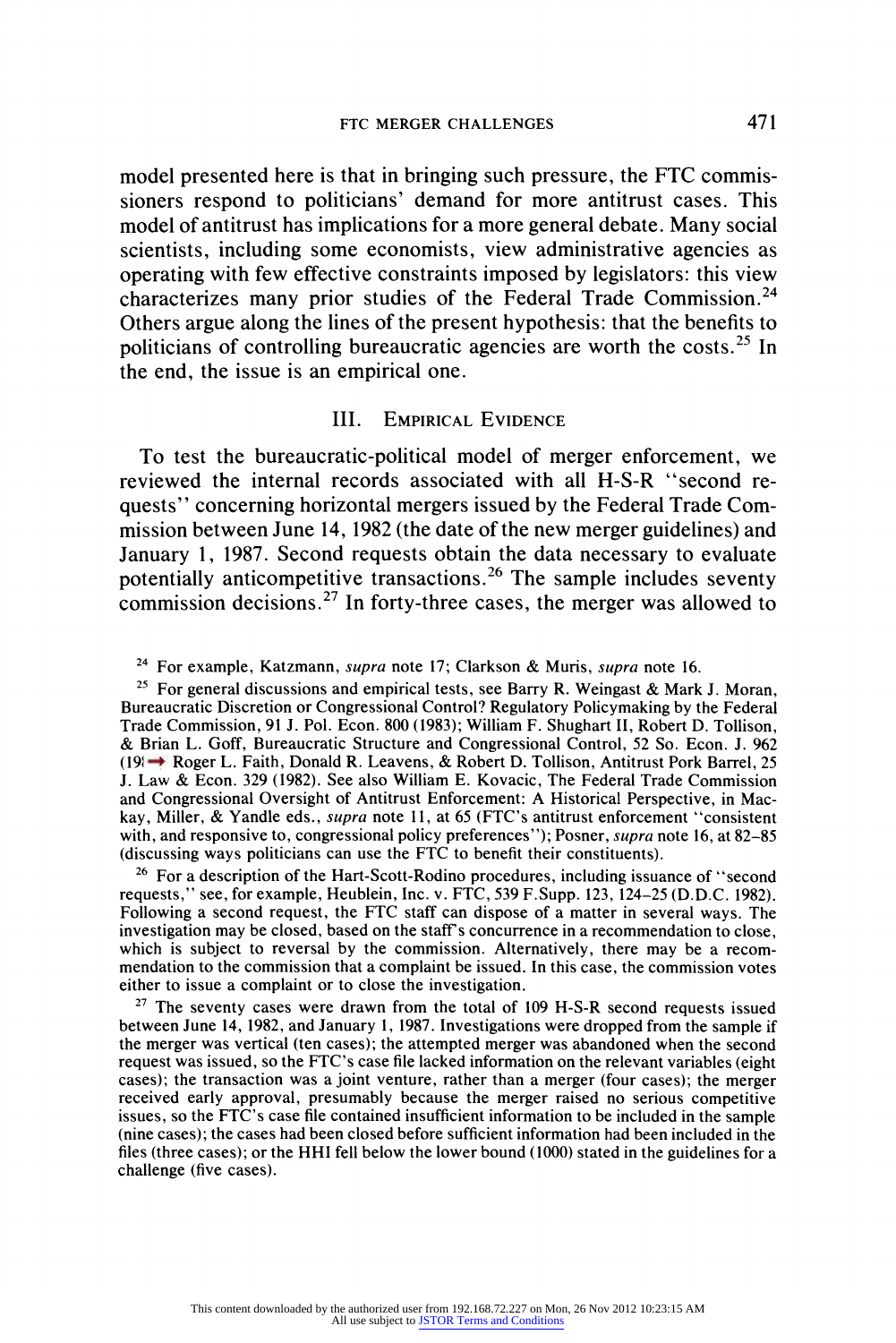model presented here is that in bringing such pressure, the FTC commissioners respond to politicians' demand for more antitrust cases. This model of antitrust has implications for a more general debate. Many social scientists, including some economists, view administrative agencies as operating with few effective constraints imposed by legislators: this view characterizes many prior studies of the Federal Trade Commission.[24] Others argue along the lines of the present hypothesis: that the benefits to politicians of controlling bureaucratic agencies are worth the costs.[25] In the end, the issue is an empirical one.

## III. Empirical Evidence

To test the bureaucratic-political model of merger enforcement, we reviewed the internal records associated with all H-S-R "second requests" concerning horizontal mergers issued by the Federal Trade Commission between June 14, 1982 (the date of the new merger guidelines) and January 1, 1987. Second requests obtain the data necessary to evaluate potentially anticompetitive transactions.[26] The sample includes seventy commission decisions.[27] In forty-three cases, the merger was allowed to

---

[24] For example, Katzmann, *supra* note 17; Clarkson & Muris, *supra* note 16.

[25] For general discussions and empirical tests, see Barry R. Weingast & Mark J. Moran, Bureaucratic Discretion or Congressional Control? Regulatory Policymaking by the Federal Trade Commission, 91 J. Pol. Econ. 800 (1983); William F. Shughart II, Robert D. Tollison, & Brian L. Goff, Bureaucratic Structure and Congressional Control, 52 So. Econ. J. 962 (19 Roger L. Faith, Donald R. Leavens, & Robert D. Tollison, Antitrust Pork Barrel, 25 J. Law & Econ. 329 (1982). See also William E. Kovacic, The Federal Trade Commission and Congressional Oversight of Antitrust Enforcement: A Historical Perspective, in Mackay, Miller, & Yandle eds., *supra* note 11, at 65 (FTC's antitrust enforcement "consistent with, and responsive to, congressional policy preferences"); Posner, *supra* note 16, at 82–85 (discussing ways politicians can use the FTC to benefit their constituents).

[26] For a description of the Hart-Scott-Rodino procedures, including issuance of "second requests," see, for example, Heublein, Inc. v. FTC, 539 F.Supp. 123, 124–25 (D.D.C. 1982). Following a second request, the FTC staff can dispose of a matter in several ways. The investigation may be closed, based on the staff's concurrence in a recommendation to close, which is subject to reversal by the commission. Alternatively, there may be a recommendation to the commission that a complaint be issued. In this case, the commission votes either to issue a complaint or to close the investigation.

[27] The seventy cases were drawn from the total of 109 H-S-R second requests issued between June 14, 1982, and January 1, 1987. Investigations were dropped from the sample if the merger was vertical (ten cases); the attempted merger was abandoned when the second request was issued, so the FTC's case file lacked information on the relevant variables (eight cases); the transaction was a joint venture, rather than a merger (four cases); the merger received early approval, presumably because the merger raised no serious competitive issues, so the FTC's case file contained insufficient information to be included in the sample (nine cases); the cases had been closed before sufficient information had been included in the files (three cases); or the HHI fell below the lower bound (1000) stated in the guidelines for a challenge (five cases).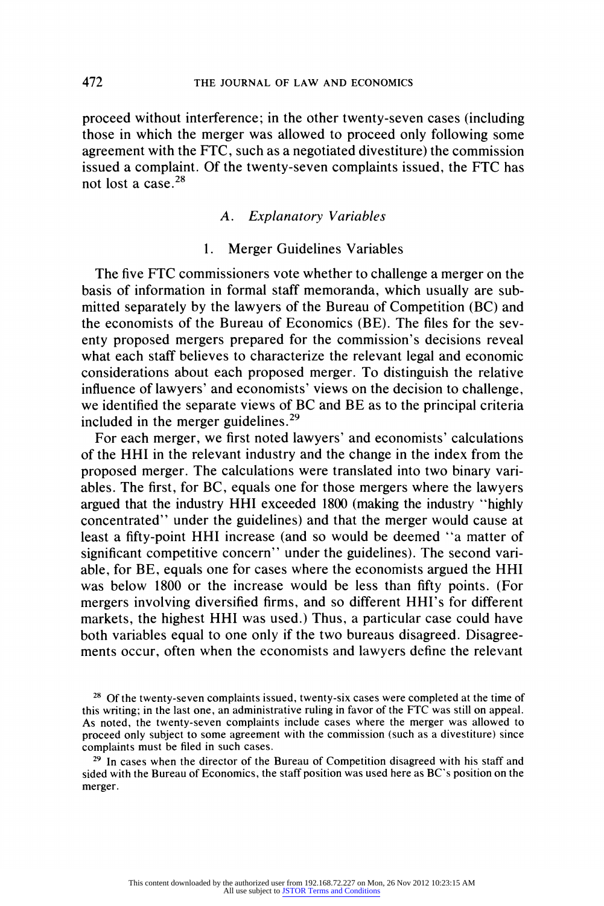proceed without interference; in the other twenty-seven cases (including those in which the merger was allowed to proceed only following some agreement with the FTC, such as a negotiated divestiture) the commission issued a complaint. Of the twenty-seven complaints issued, the FTC has not lost a case.[28]

### A. *Explanatory Variables*

#### 1. Merger Guidelines Variables

The five FTC commissioners vote whether to challenge a merger on the basis of information in formal staff memoranda, which usually are submitted separately by the lawyers of the Bureau of Competition (BC) and the economists of the Bureau of Economics (BE). The files for the seventy proposed mergers prepared for the commission's decisions reveal what each staff believes to characterize the relevant legal and economic considerations about each proposed merger. To distinguish the relative influence of lawyers' and economists' views on the decision to challenge, we identified the separate views of BC and BE as to the principal criteria included in the merger guidelines.[29]

For each merger, we first noted lawyers' and economists' calculations of the HHI in the relevant industry and the change in the index from the proposed merger. The calculations were translated into two binary variables. The first, for BC, equals one for those mergers where the lawyers argued that the industry HHI exceeded 1800 (making the industry "highly concentrated" under the guidelines) and that the merger would cause at least a fifty-point HHI increase (and so would be deemed "a matter of significant competitive concern" under the guidelines). The second variable, for BE, equals one for cases where the economists argued the HHI was below 1800 or the increase would be less than fifty points. (For mergers involving diversified firms, and so different HHI's for different markets, the highest HHI was used.) Thus, a particular case could have both variables equal to one only if the two bureaus disagreed. Disagreements occur, often when the economists and lawyers define the relevant

[28] Of the twenty-seven complaints issued, twenty-six cases were completed at the time of this writing; in the last one, an administrative ruling in favor of the FTC was still on appeal. As noted, the twenty-seven complaints include cases where the merger was allowed to proceed only subject to some agreement with the commission (such as a divestiture) since complaints must be filed in such cases.

[29] In cases when the director of the Bureau of Competition disagreed with his staff and sided with the Bureau of Economics, the staff position was used here as BC's position on the merger.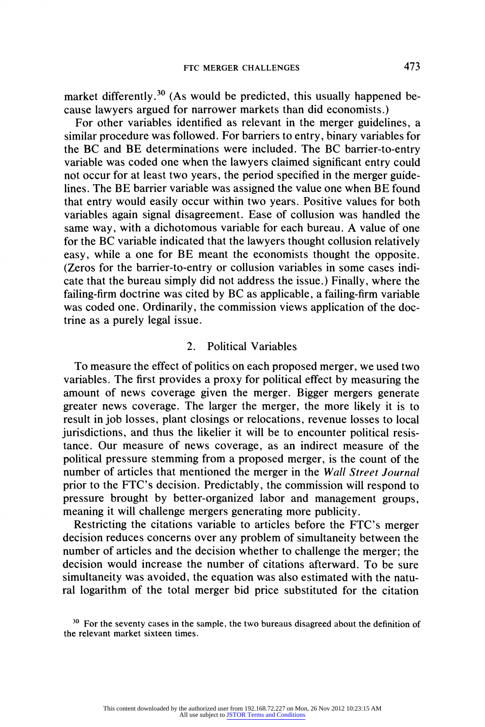market differently.[30] (As would be predicted, this usually happened because lawyers argued for narrower markets than did economists.)

For other variables identified as relevant in the merger guidelines, a similar procedure was followed. For barriers to entry, binary variables for the BC and BE determinations were included. The BC barrier-to-entry variable was coded one when the lawyers claimed significant entry could not occur for at least two years, the period specified in the merger guidelines. The BE barrier variable was assigned the value one when BE found that entry would easily occur within two years. Positive values for both variables again signal disagreement. Ease of collusion was handled the same way, with a dichotomous variable for each bureau. A value of one for the BC variable indicated that the lawyers thought collusion relatively easy, while a one for BE meant the economists thought the opposite. (Zeros for the barrier-to-entry or collusion variables in some cases indicate that the bureau simply did not address the issue.) Finally, where the failing-firm doctrine was cited by BC as applicable, a failing-firm variable was coded one. Ordinarily, the commission views application of the doctrine as a purely legal issue.

### 2. Political Variables

To measure the effect of politics on each proposed merger, we used two variables. The first provides a proxy for political effect by measuring the amount of news coverage given the merger. Bigger mergers generate greater news coverage. The larger the merger, the more likely it is to result in job losses, plant closings or relocations, revenue losses to local jurisdictions, and thus the likelier it will be to encounter political resistance. Our measure of news coverage, as an indirect measure of the political pressure stemming from a proposed merger, is the count of the number of articles that mentioned the merger in the *Wall Street Journal* prior to the FTC's decision. Predictably, the commission will respond to pressure brought by better-organized labor and management groups, meaning it will challenge mergers generating more publicity.

Restricting the citations variable to articles before the FTC's merger decision reduces concerns over any problem of simultaneity between the number of articles and the decision whether to challenge the merger; the decision would increase the number of citations afterward. To be sure simultaneity was avoided, the equation was also estimated with the natural logarithm of the total merger bid price substituted for the citation

[30] For the seventy cases in the sample, the two bureaus disagreed about the definition of the relevant market sixteen times.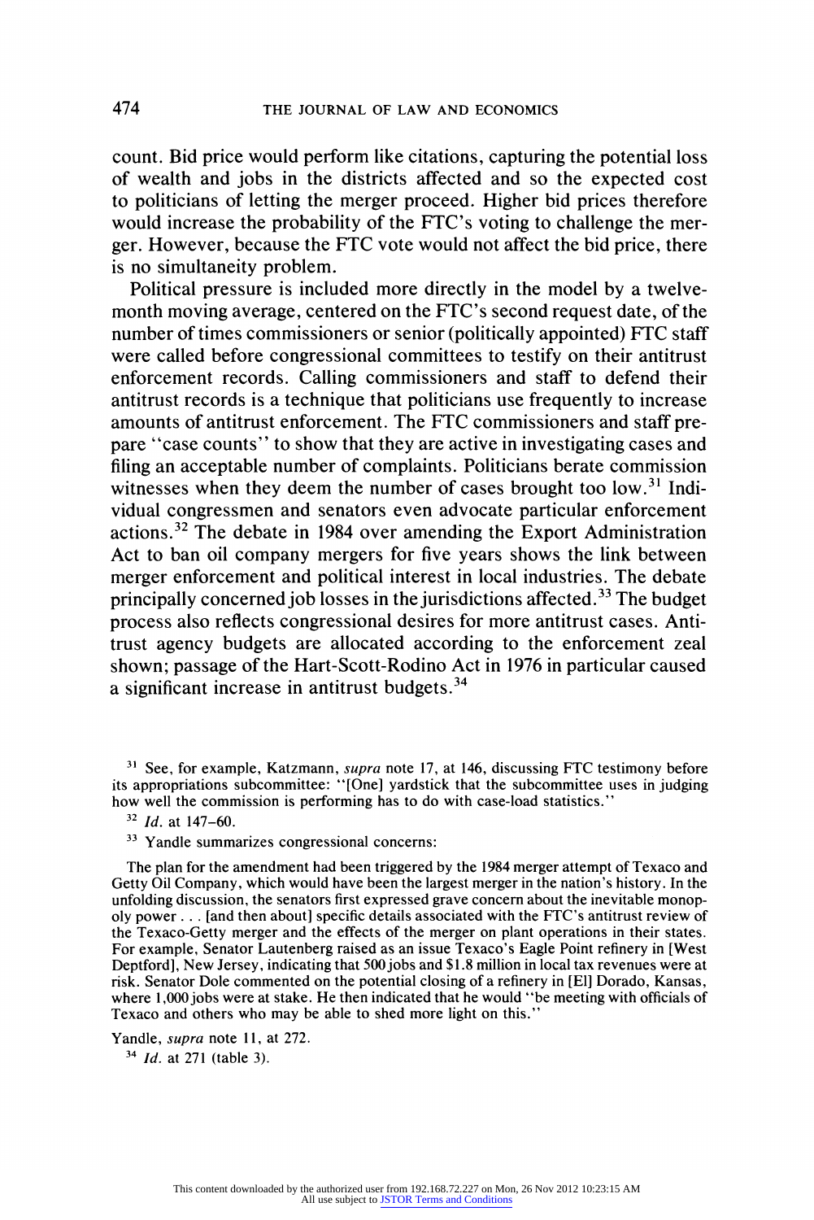count. Bid price would perform like citations, capturing the potential loss of wealth and jobs in the districts affected and so the expected cost to politicians of letting the merger proceed. Higher bid prices therefore would increase the probability of the FTC's voting to challenge the merger. However, because the FTC vote would not affect the bid price, there is no simultaneity problem.

Political pressure is included more directly in the model by a twelve-month moving average, centered on the FTC's second request date, of the number of times commissioners or senior (politically appointed) FTC staff were called before congressional committees to testify on their antitrust enforcement records. Calling commissioners and staff to defend their antitrust records is a technique that politicians use frequently to increase amounts of antitrust enforcement. The FTC commissioners and staff prepare "case counts" to show that they are active in investigating cases and filing an acceptable number of complaints. Politicians berate commission witnesses when they deem the number of cases brought too low.[31] Individual congressmen and senators even advocate particular enforcement actions.[32] The debate in 1984 over amending the Export Administration Act to ban oil company mergers for five years shows the link between merger enforcement and political interest in local industries. The debate principally concerned job losses in the jurisdictions affected.[33] The budget process also reflects congressional desires for more antitrust cases. Antitrust agency budgets are allocated according to the enforcement zeal shown; passage of the Hart-Scott-Rodino Act in 1976 in particular caused a significant increase in antitrust budgets.[34]

[31] See, for example, Katzmann, *supra* note 17, at 146, discussing FTC testimony before its appropriations subcommittee: "[One] yardstick that the subcommittee uses in judging how well the commission is performing has to do with case-load statistics."

[32] *Id.* at 147–60.

[33] Yandle summarizes congressional concerns:

> The plan for the amendment had been triggered by the 1984 merger attempt of Texaco and Getty Oil Company, which would have been the largest merger in the nation's history. In the unfolding discussion, the senators first expressed grave concern about the inevitable monopoly power . . . [and then about] specific details associated with the FTC's antitrust review of the Texaco-Getty merger and the effects of the merger on plant operations in their states. For example, Senator Lautenberg raised as an issue Texaco's Eagle Point refinery in [West Deptford], New Jersey, indicating that 500 jobs and $1.8 million in local tax revenues were at risk. Senator Dole commented on the potential closing of a refinery in [El] Dorado, Kansas, where 1,000 jobs were at stake. He then indicated that he would "be meeting with officials of Texaco and others who may be able to shed more light on this."

Yandle, *supra* note 11, at 272.

[34] *Id.* at 271 (table 3).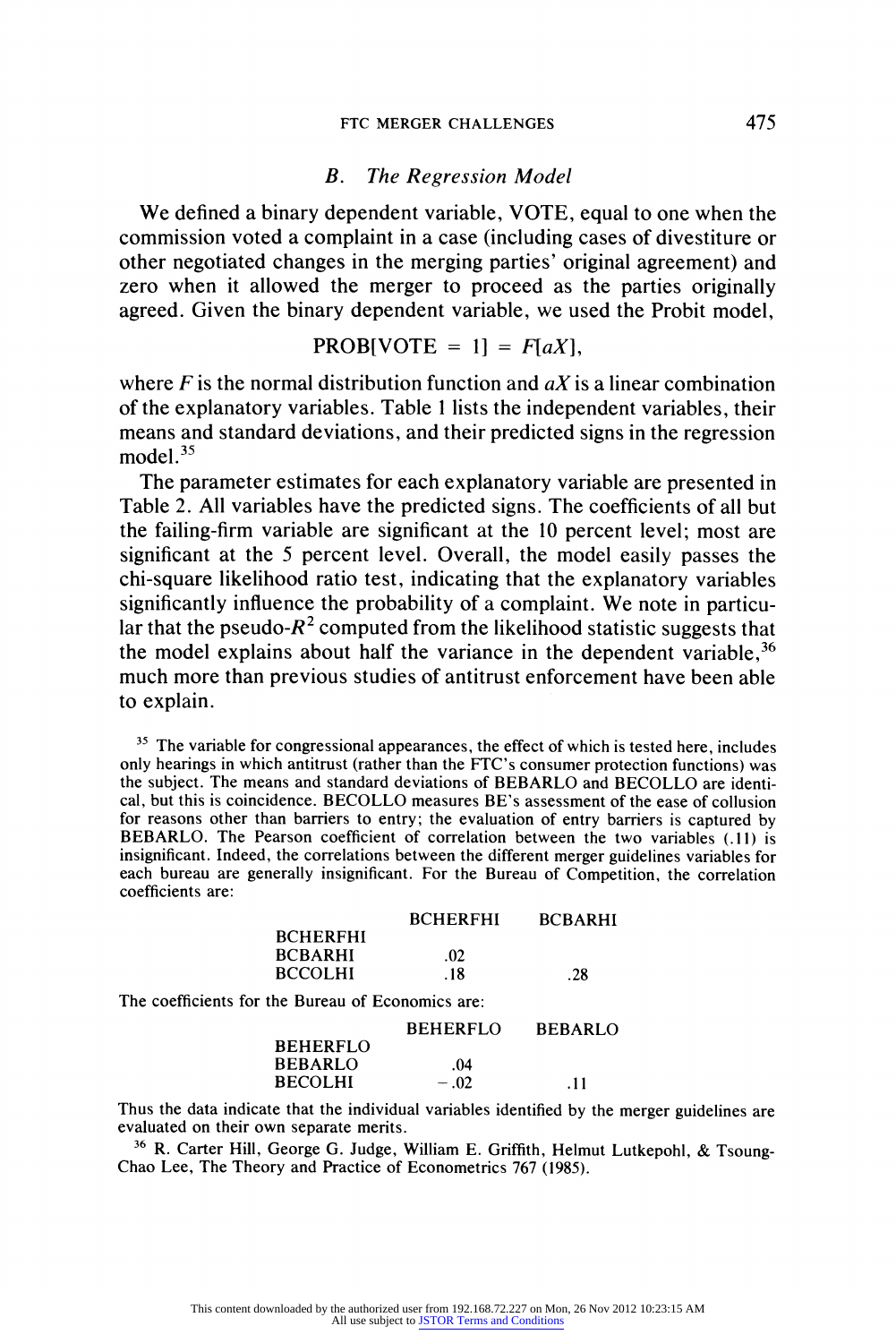### *B. The Regression Model*

We defined a binary dependent variable, VOTE, equal to one when the commission voted a complaint in a case (including cases of divestiture or other negotiated changes in the merging parties' original agreement) and zero when it allowed the merger to proceed as the parties originally agreed. Given the binary dependent variable, we used the Probit model,

$$\text{PROB}[\text{VOTE} = 1] = F[aX],$$

where $F$ is the normal distribution function and $aX$ is a linear combination of the explanatory variables. Table 1 lists the independent variables, their means and standard deviations, and their predicted signs in the regression model.[35]

The parameter estimates for each explanatory variable are presented in Table 2. All variables have the predicted signs. The coefficients of all but the failing-firm variable are significant at the 10 percent level; most are significant at the 5 percent level. Overall, the model easily passes the chi-square likelihood ratio test, indicating that the explanatory variables significantly influence the probability of a complaint. We note in particular that the pseudo-$R^2$ computed from the likelihood statistic suggests that the model explains about half the variance in the dependent variable,[36] much more than previous studies of antitrust enforcement have been able to explain.

[35] The variable for congressional appearances, the effect of which is tested here, includes only hearings in which antitrust (rather than the FTC's consumer protection functions) was the subject. The means and standard deviations of BEBARLO and BECOLLO are identical, but this is coincidence. BECOLLO measures BE's assessment of the ease of collusion for reasons other than barriers to entry; the evaluation of entry barriers is captured by BEBARLO. The Pearson coefficient of correlation between the two variables (.11) is insignificant. Indeed, the correlations between the different merger guidelines variables for each bureau are generally insignificant. For the Bureau of Competition, the correlation coefficients are:

| | BCHERFHI | BCBARHI |
|---|---|---|
| BCHERFHI | | |
| BCBARHI | .02 | |
| BCCOLHI | .18 | .28 |

The coefficients for the Bureau of Economics are:

| | BEHERFLO | BEBARLO |
|---|---|---|
| BEHERFLO | | |
| BEBARLO | .04 | |
| BECOLHI | −.02 | .11 |

Thus the data indicate that the individual variables identified by the merger guidelines are evaluated on their own separate merits.

[36] R. Carter Hill, George G. Judge, William E. Griffith, Helmut Lutkepohl, & Tsoung-Chao Lee, The Theory and Practice of Econometrics 767 (1985).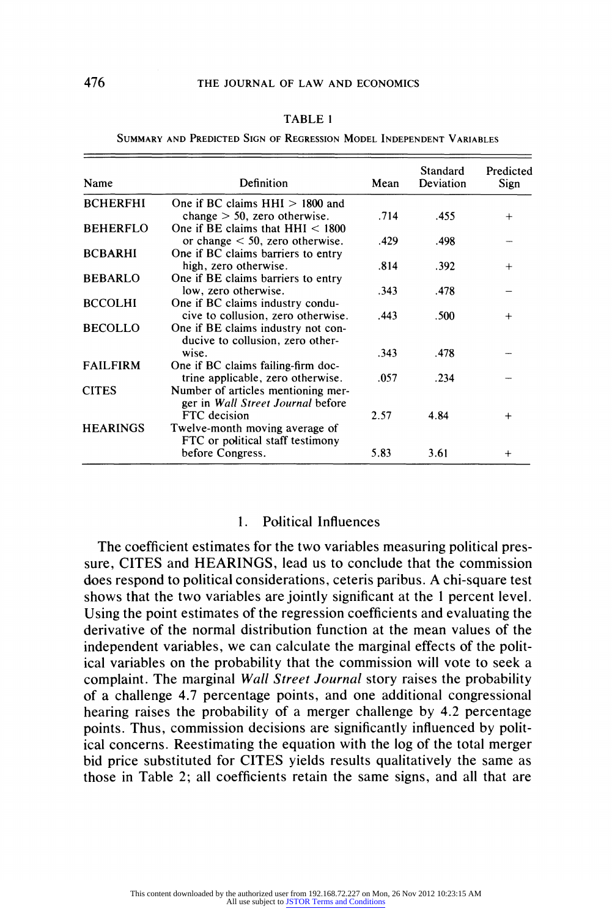TABLE 1

SUMMARY AND PREDICTED SIGN OF REGRESSION MODEL INDEPENDENT VARIABLES

| Name | Definition | Mean | Standard Deviation | Predicted Sign |
|---|---|---|---|---|
| BCHERFHI | One if BC claims HHI > 1800 and change > 50, zero otherwise. | .714 | .455 | + |
| BEHERFLO | One if BE claims that HHI < 1800 or change < 50, zero otherwise. | .429 | .498 | − |
| BCBARHI | One if BC claims barriers to entry high, zero otherwise. | .814 | .392 | + |
| BEBARLO | One if BE claims barriers to entry low, zero otherwise. | .343 | .478 | − |
| BCCOLHI | One if BC claims industry conducive to collusion, zero otherwise. | .443 | .500 | + |
| BECOLLO | One if BE claims industry not conducive to collusion, zero otherwise. | .343 | .478 | − |
| FAILFIRM | One if BC claims failing-firm doctrine applicable, zero otherwise. | .057 | .234 | − |
| CITES | Number of articles mentioning merger in *Wall Street Journal* before FTC decision | 2.57 | 4.84 | + |
| HEARINGS | Twelve-month moving average of FTC or political staff testimony before Congress. | 5.83 | 3.61 | + |

### 1. Political Influences

The coefficient estimates for the two variables measuring political pressure, CITES and HEARINGS, lead us to conclude that the commission does respond to political considerations, ceteris paribus. A chi-square test shows that the two variables are jointly significant at the 1 percent level. Using the point estimates of the regression coefficients and evaluating the derivative of the normal distribution function at the mean values of the independent variables, we can calculate the marginal effects of the political variables on the probability that the commission will vote to seek a complaint. The marginal *Wall Street Journal* story raises the probability of a challenge 4.7 percentage points, and one additional congressional hearing raises the probability of a merger challenge by 4.2 percentage points. Thus, commission decisions are significantly influenced by political concerns. Reestimating the equation with the log of the total merger bid price substituted for CITES yields results qualitatively the same as those in Table 2; all coefficients retain the same signs, and all that are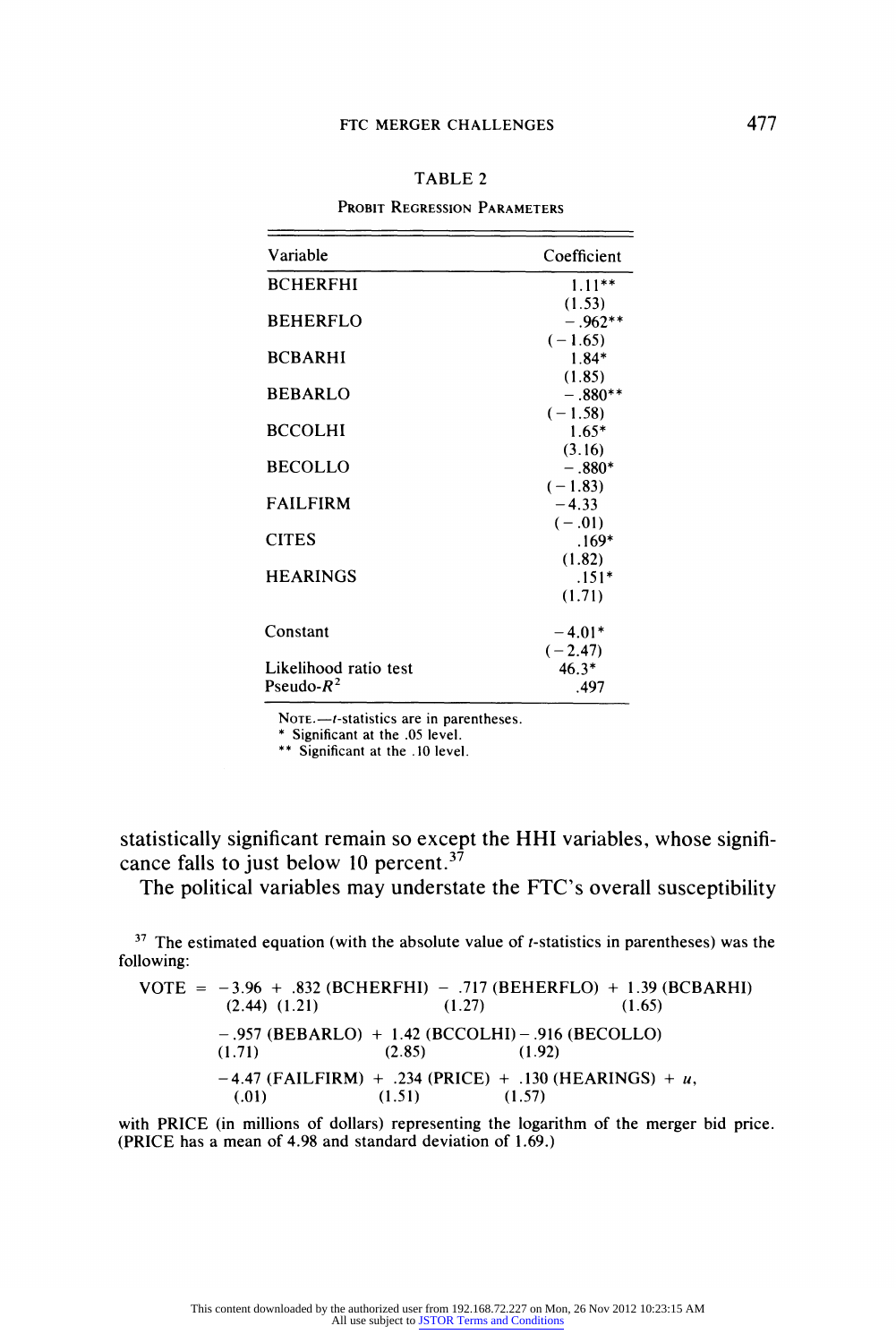TABLE 2

Probit Regression Parameters

| Variable | Coefficient |
|---|---|
| BCHERFHI | 1.11** (1.53) |
| BEHERFLO | −.962** (−1.65) |
| BCBARHI | 1.84* (1.85) |
| BEBARLO | −.880** (−1.58) |
| BCCOLHI | 1.65* (3.16) |
| BECOLLO | −.880* (−1.83) |
| FAILFIRM | −4.33 (−.01) |
| CITES | .169* (1.82) |
| HEARINGS | .151* (1.71) |
| Constant | −4.01* (−2.47) |
| Likelihood ratio test | 46.3* |
| Pseudo-$R^2$ | .497 |

Note.—$t$-statistics are in parentheses.
\* Significant at the .05 level.
\*\* Significant at the .10 level.

statistically significant remain so except the HHI variables, whose significance falls to just below 10 percent.[37]

The political variables may understate the FTC's overall susceptibility

[37] The estimated equation (with the absolute value of $t$-statistics in parentheses) was the following:

$$\begin{aligned}
\text{VOTE} = {} & \underset{(2.44)}{-3.96} + \underset{(1.21)}{.832}\,(\text{BCHERFHI}) - \underset{(1.27)}{.717}\,(\text{BEHERFLO}) + \underset{(1.65)}{1.39}\,(\text{BCBARHI}) \\
& - \underset{(1.71)}{.957}\,(\text{BEBARLO}) + \underset{(2.85)}{1.42}\,(\text{BCCOLHI}) - \underset{(1.92)}{.916}\,(\text{BECOLLO}) \\
& - \underset{(.01)}{4.47}\,(\text{FAILFIRM}) + \underset{(1.51)}{.234}\,(\text{PRICE}) + \underset{(1.57)}{.130}\,(\text{HEARINGS}) + u,
\end{aligned}$$

with PRICE (in millions of dollars) representing the logarithm of the merger bid price. (PRICE has a mean of 4.98 and standard deviation of 1.69.)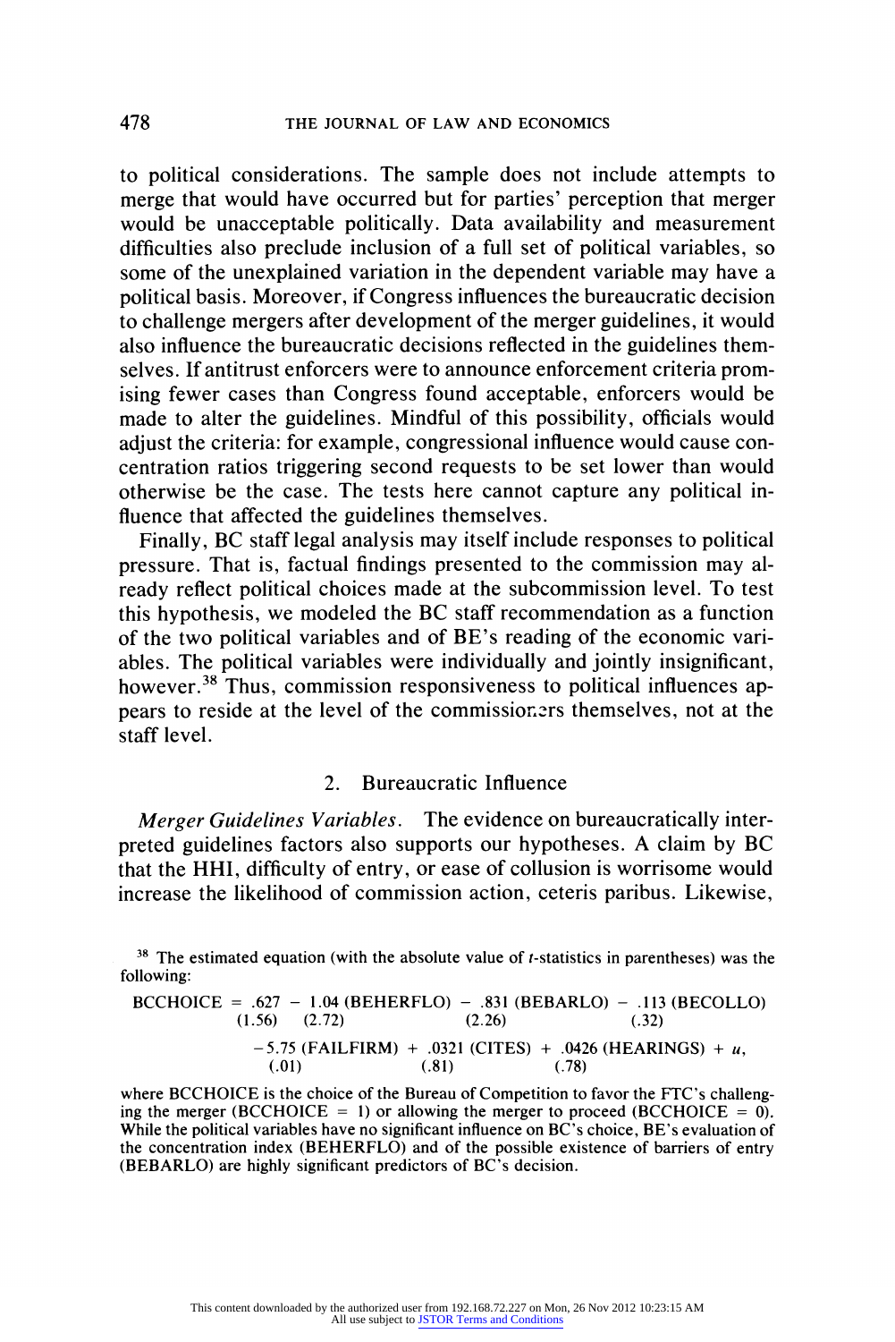to political considerations. The sample does not include attempts to merge that would have occurred but for parties' perception that merger would be unacceptable politically. Data availability and measurement difficulties also preclude inclusion of a full set of political variables, so some of the unexplained variation in the dependent variable may have a political basis. Moreover, if Congress influences the bureaucratic decision to challenge mergers after development of the merger guidelines, it would also influence the bureaucratic decisions reflected in the guidelines themselves. If antitrust enforcers were to announce enforcement criteria promising fewer cases than Congress found acceptable, enforcers would be made to alter the guidelines. Mindful of this possibility, officials would adjust the criteria: for example, congressional influence would cause concentration ratios triggering second requests to be set lower than would otherwise be the case. The tests here cannot capture any political influence that affected the guidelines themselves.

Finally, BC staff legal analysis may itself include responses to political pressure. That is, factual findings presented to the commission may already reflect political choices made at the subcommission level. To test this hypothesis, we modeled the BC staff recommendation as a function of the two political variables and of BE's reading of the economic variables. The political variables were individually and jointly insignificant, however.[38] Thus, commission responsiveness to political influences appears to reside at the level of the commissioners themselves, not at the staff level.

## 2. Bureaucratic Influence

*Merger Guidelines Variables.* The evidence on bureaucratically interpreted guidelines factors also supports our hypotheses. A claim by BC that the HHI, difficulty of entry, or ease of collusion is worrisome would increase the likelihood of commission action, ceteris paribus. Likewise,

---

[38] The estimated equation (with the absolute value of $t$-statistics in parentheses) was the following:

$$\underset{}{\text{BCCHOICE}} = \underset{(1.56)}{.627} - \underset{(2.72)}{1.04}\,(\text{BEHERFLO}) - \underset{(2.26)}{.831}\,(\text{BEBARLO}) - \underset{(.32)}{.113}\,(\text{BECOLLO})$$
$$- \underset{(.01)}{5.75}\,(\text{FAILFIRM}) + \underset{(.81)}{.0321}\,(\text{CITES}) + \underset{(.78)}{.0426}\,(\text{HEARINGS}) + u,$$

where BCCHOICE is the choice of the Bureau of Competition to favor the FTC's challenging the merger (BCCHOICE = 1) or allowing the merger to proceed (BCCHOICE = 0). While the political variables have no significant influence on BC's choice, BE's evaluation of the concentration index (BEHERFLO) and of the possible existence of barriers of entry (BEBARLO) are highly significant predictors of BC's decision.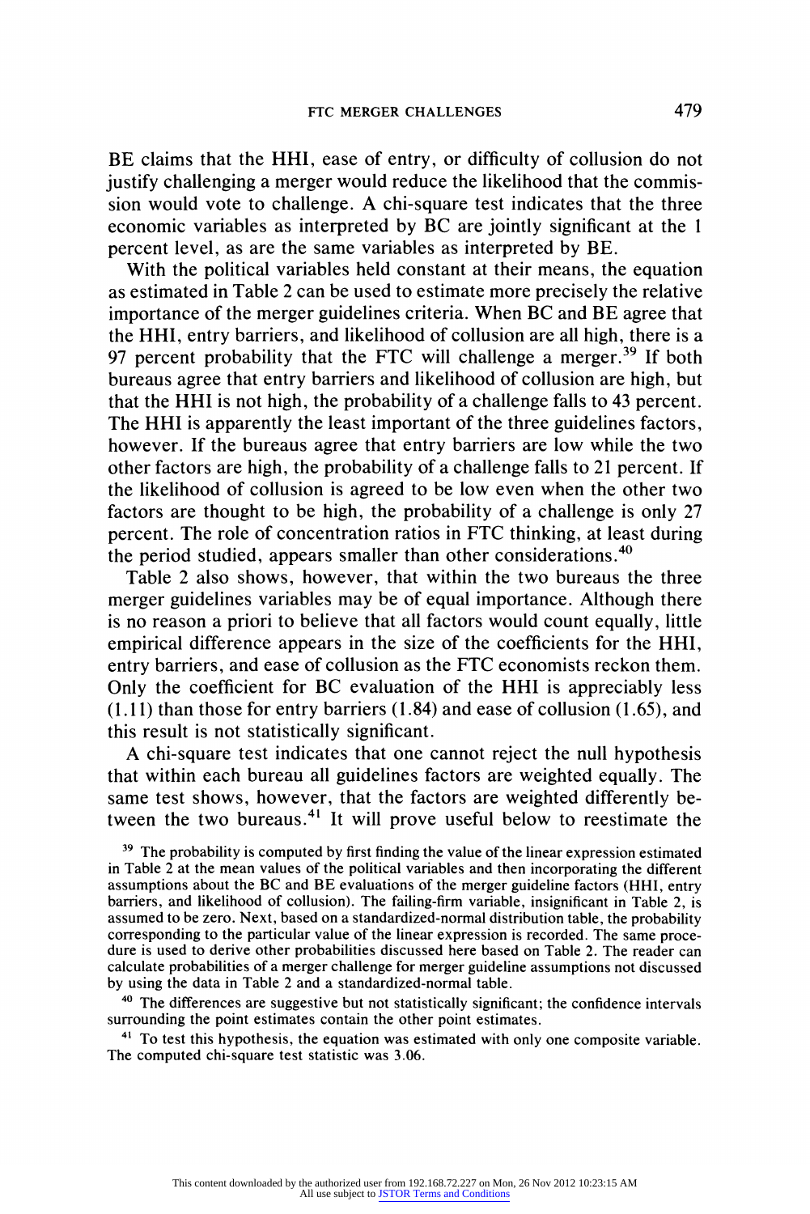BE claims that the HHI, ease of entry, or difficulty of collusion do not justify challenging a merger would reduce the likelihood that the commission would vote to challenge. A chi-square test indicates that the three economic variables as interpreted by BC are jointly significant at the 1 percent level, as are the same variables as interpreted by BE.

With the political variables held constant at their means, the equation as estimated in Table 2 can be used to estimate more precisely the relative importance of the merger guidelines criteria. When BC and BE agree that the HHI, entry barriers, and likelihood of collusion are all high, there is a 97 percent probability that the FTC will challenge a merger.[39] If both bureaus agree that entry barriers and likelihood of collusion are high, but that the HHI is not high, the probability of a challenge falls to 43 percent. The HHI is apparently the least important of the three guidelines factors, however. If the bureaus agree that entry barriers are low while the two other factors are high, the probability of a challenge falls to 21 percent. If the likelihood of collusion is agreed to be low even when the other two factors are thought to be high, the probability of a challenge is only 27 percent. The role of concentration ratios in FTC thinking, at least during the period studied, appears smaller than other considerations.[40]

Table 2 also shows, however, that within the two bureaus the three merger guidelines variables may be of equal importance. Although there is no reason a priori to believe that all factors would count equally, little empirical difference appears in the size of the coefficients for the HHI, entry barriers, and ease of collusion as the FTC economists reckon them. Only the coefficient for BC evaluation of the HHI is appreciably less (1.11) than those for entry barriers (1.84) and ease of collusion (1.65), and this result is not statistically significant.

A chi-square test indicates that one cannot reject the null hypothesis that within each bureau all guidelines factors are weighted equally. The same test shows, however, that the factors are weighted differently between the two bureaus.[41] It will prove useful below to reestimate the

---

[39] The probability is computed by first finding the value of the linear expression estimated in Table 2 at the mean values of the political variables and then incorporating the different assumptions about the BC and BE evaluations of the merger guideline factors (HHI, entry barriers, and likelihood of collusion). The failing-firm variable, insignificant in Table 2, is assumed to be zero. Next, based on a standardized-normal distribution table, the probability corresponding to the particular value of the linear expression is recorded. The same procedure is used to derive other probabilities discussed here based on Table 2. The reader can calculate probabilities of a merger challenge for merger guideline assumptions not discussed by using the data in Table 2 and a standardized-normal table.

[40] The differences are suggestive but not statistically significant; the confidence intervals surrounding the point estimates contain the other point estimates.

[41] To test this hypothesis, the equation was estimated with only one composite variable. The computed chi-square test statistic was 3.06.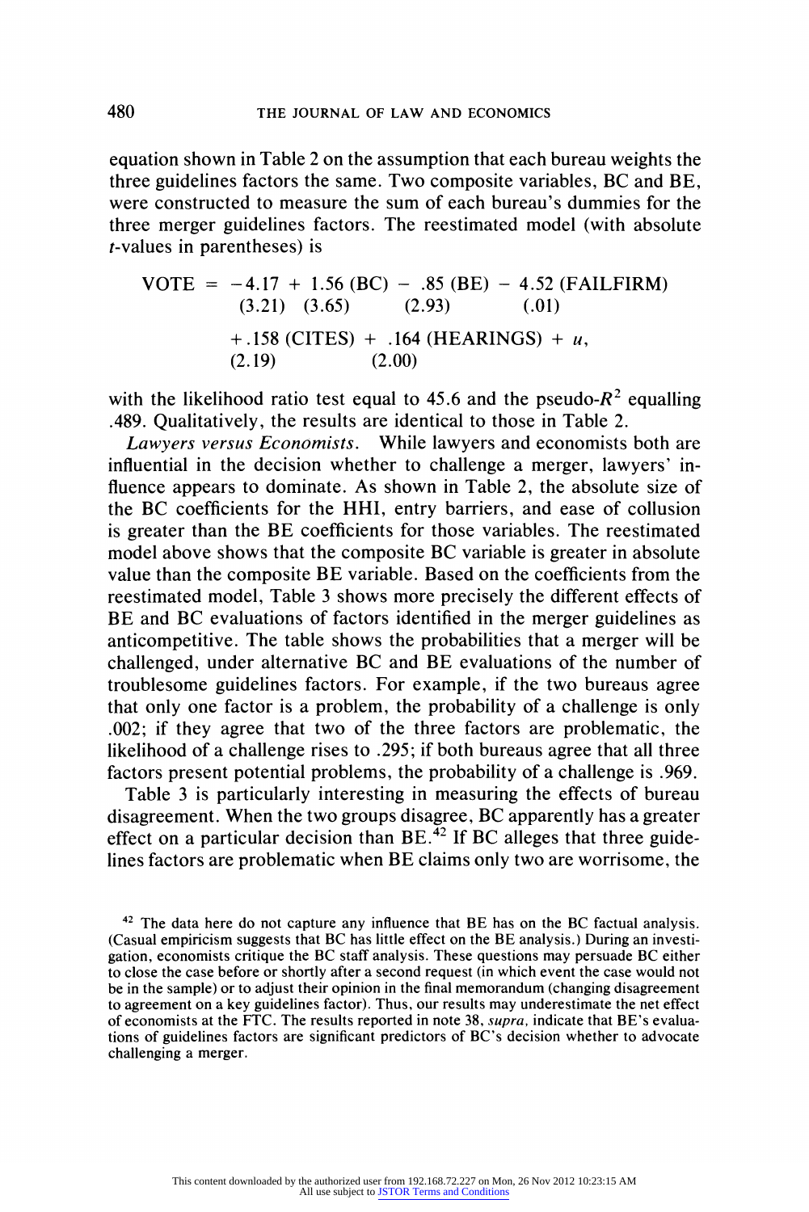equation shown in Table 2 on the assumption that each bureau weights the three guidelines factors the same. Two composite variables, BC and BE, were constructed to measure the sum of each bureau's dummies for the three merger guidelines factors. The reestimated model (with absolute $t$-values in parentheses) is

$$
\begin{aligned}
\text{VOTE} = \underset{(3.21)}{-4.17} + \underset{(3.65)}{1.56}\,(\text{BC}) - \underset{(2.93)}{.85}\,(\text{BE}) - \underset{(.01)}{4.52}\,(\text{FAILFIRM}) \\
+ \underset{(2.19)}{.158}\,(\text{CITES}) + \underset{(2.00)}{.164}\,(\text{HEARINGS}) + u,
\end{aligned}
$$

with the likelihood ratio test equal to 45.6 and the pseudo-$R^2$ equalling .489. Qualitatively, the results are identical to those in Table 2.

*Lawyers versus Economists.* While lawyers and economists both are influential in the decision whether to challenge a merger, lawyers' influence appears to dominate. As shown in Table 2, the absolute size of the BC coefficients for the HHI, entry barriers, and ease of collusion is greater than the BE coefficients for those variables. The reestimated model above shows that the composite BC variable is greater in absolute value than the composite BE variable. Based on the coefficients from the reestimated model, Table 3 shows more precisely the different effects of BE and BC evaluations of factors identified in the merger guidelines as anticompetitive. The table shows the probabilities that a merger will be challenged, under alternative BC and BE evaluations of the number of troublesome guidelines factors. For example, if the two bureaus agree that only one factor is a problem, the probability of a challenge is only .002; if they agree that two of the three factors are problematic, the likelihood of a challenge rises to .295; if both bureaus agree that all three factors present potential problems, the probability of a challenge is .969.

Table 3 is particularly interesting in measuring the effects of bureau disagreement. When the two groups disagree, BC apparently has a greater effect on a particular decision than BE.[42] If BC alleges that three guidelines factors are problematic when BE claims only two are worrisome, the

[42] The data here do not capture any influence that BE has on the BC factual analysis. (Casual empiricism suggests that BC has little effect on the BE analysis.) During an investigation, economists critique the BC staff analysis. These questions may persuade BC either to close the case before or shortly after a second request (in which event the case would not be in the sample) or to adjust their opinion in the final memorandum (changing disagreement to agreement on a key guidelines factor). Thus, our results may underestimate the net effect of economists at the FTC. The results reported in note 38, *supra*, indicate that BE's evaluations of guidelines factors are significant predictors of BC's decision whether to advocate challenging a merger.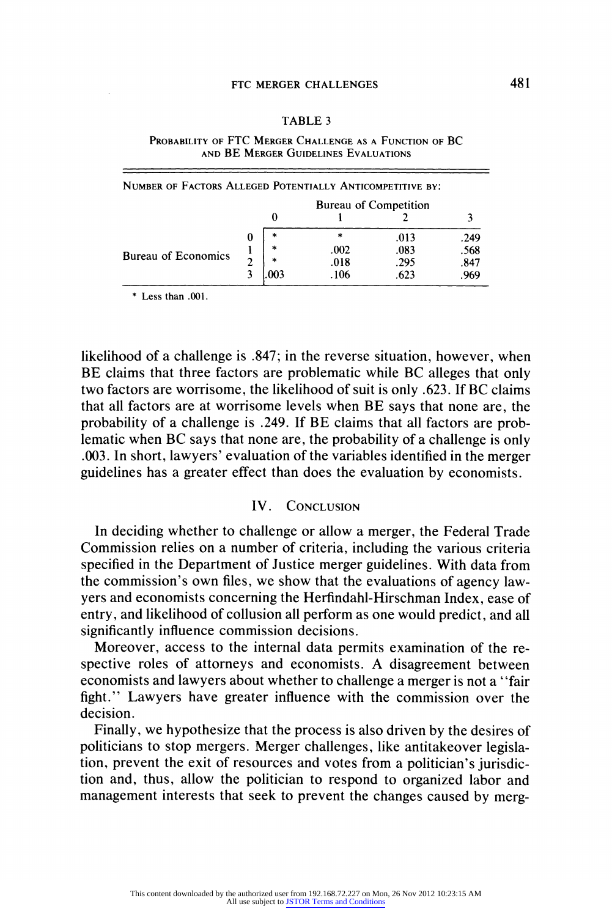TABLE 3

PROBABILITY OF FTC MERGER CHALLENGE AS A FUNCTION OF BC AND BE MERGER GUIDELINES EVALUATIONS

| NUMBER OF FACTORS ALLEGED POTENTIALLY ANTICOMPETITIVE BY: | | Bureau of Competition | | | |
|---|---|---|---|---|---|
| | | 0 | 1 | 2 | 3 |
| Bureau of Economics | 0 | * | * | .013 | .249 |
| | 1 | * | .002 | .083 | .568 |
| | 2 | * | .018 | .295 | .847 |
| | 3 | .003 | .106 | .623 | .969 |

* Less than .001.

likelihood of a challenge is .847; in the reverse situation, however, when BE claims that three factors are problematic while BC alleges that only two factors are worrisome, the likelihood of suit is only .623. If BC claims that all factors are at worrisome levels when BE says that none are, the probability of a challenge is .249. If BE claims that all factors are problematic when BC says that none are, the probability of a challenge is only .003. In short, lawyers' evaluation of the variables identified in the merger guidelines has a greater effect than does the evaluation by economists.

## IV. CONCLUSION

In deciding whether to challenge or allow a merger, the Federal Trade Commission relies on a number of criteria, including the various criteria specified in the Department of Justice merger guidelines. With data from the commission's own files, we show that the evaluations of agency lawyers and economists concerning the Herfindahl-Hirschman Index, ease of entry, and likelihood of collusion all perform as one would predict, and all significantly influence commission decisions.

Moreover, access to the internal data permits examination of the respective roles of attorneys and economists. A disagreement between economists and lawyers about whether to challenge a merger is not a "fair fight." Lawyers have greater influence with the commission over the decision.

Finally, we hypothesize that the process is also driven by the desires of politicians to stop mergers. Merger challenges, like antitakeover legislation, prevent the exit of resources and votes from a politician's jurisdiction and, thus, allow the politician to respond to organized labor and management interests that seek to prevent the changes caused by merg-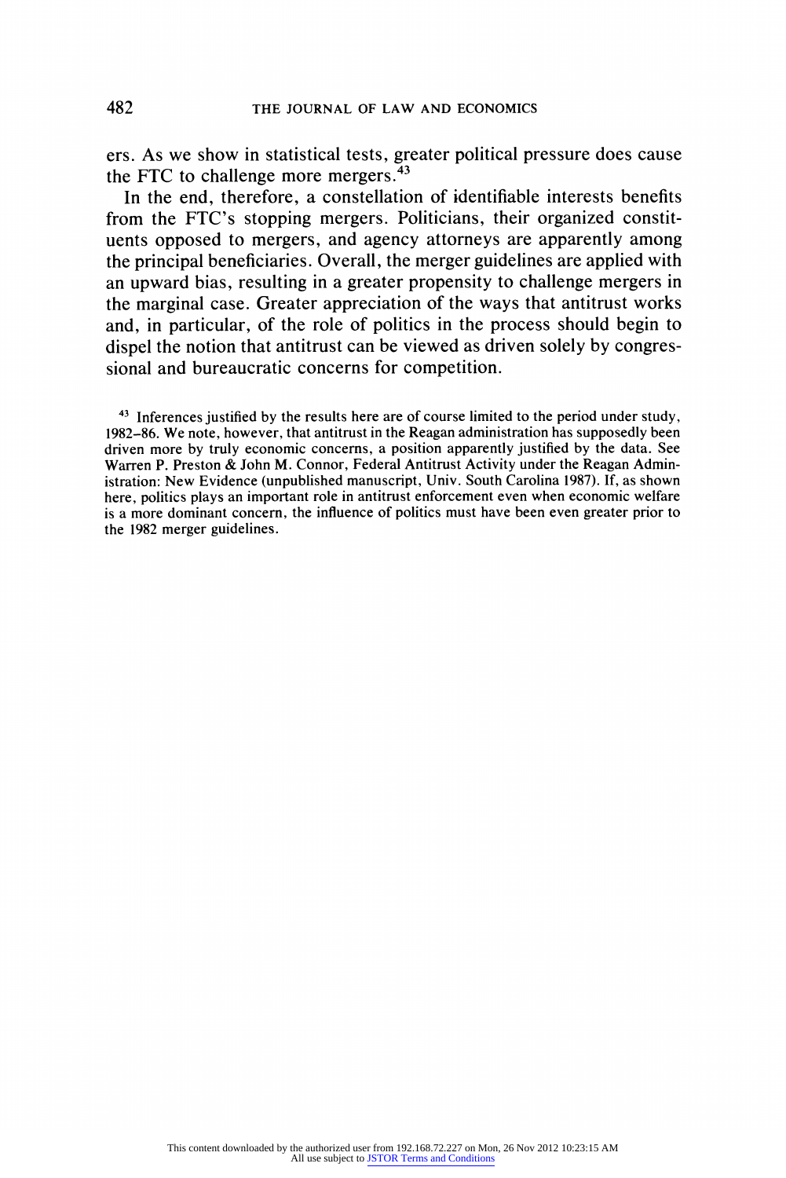ers. As we show in statistical tests, greater political pressure does cause the FTC to challenge more mergers.[43]

In the end, therefore, a constellation of identifiable interests benefits from the FTC's stopping mergers. Politicians, their organized constituents opposed to mergers, and agency attorneys are apparently among the principal beneficiaries. Overall, the merger guidelines are applied with an upward bias, resulting in a greater propensity to challenge mergers in the marginal case. Greater appreciation of the ways that antitrust works and, in particular, of the role of politics in the process should begin to dispel the notion that antitrust can be viewed as driven solely by congressional and bureaucratic concerns for competition.

[43] Inferences justified by the results here are of course limited to the period under study, 1982–86. We note, however, that antitrust in the Reagan administration has supposedly been driven more by truly economic concerns, a position apparently justified by the data. See Warren P. Preston & John M. Connor, Federal Antitrust Activity under the Reagan Administration: New Evidence (unpublished manuscript, Univ. South Carolina 1987). If, as shown here, politics plays an important role in antitrust enforcement even when economic welfare is a more dominant concern, the influence of politics must have been even greater prior to the 1982 merger guidelines.